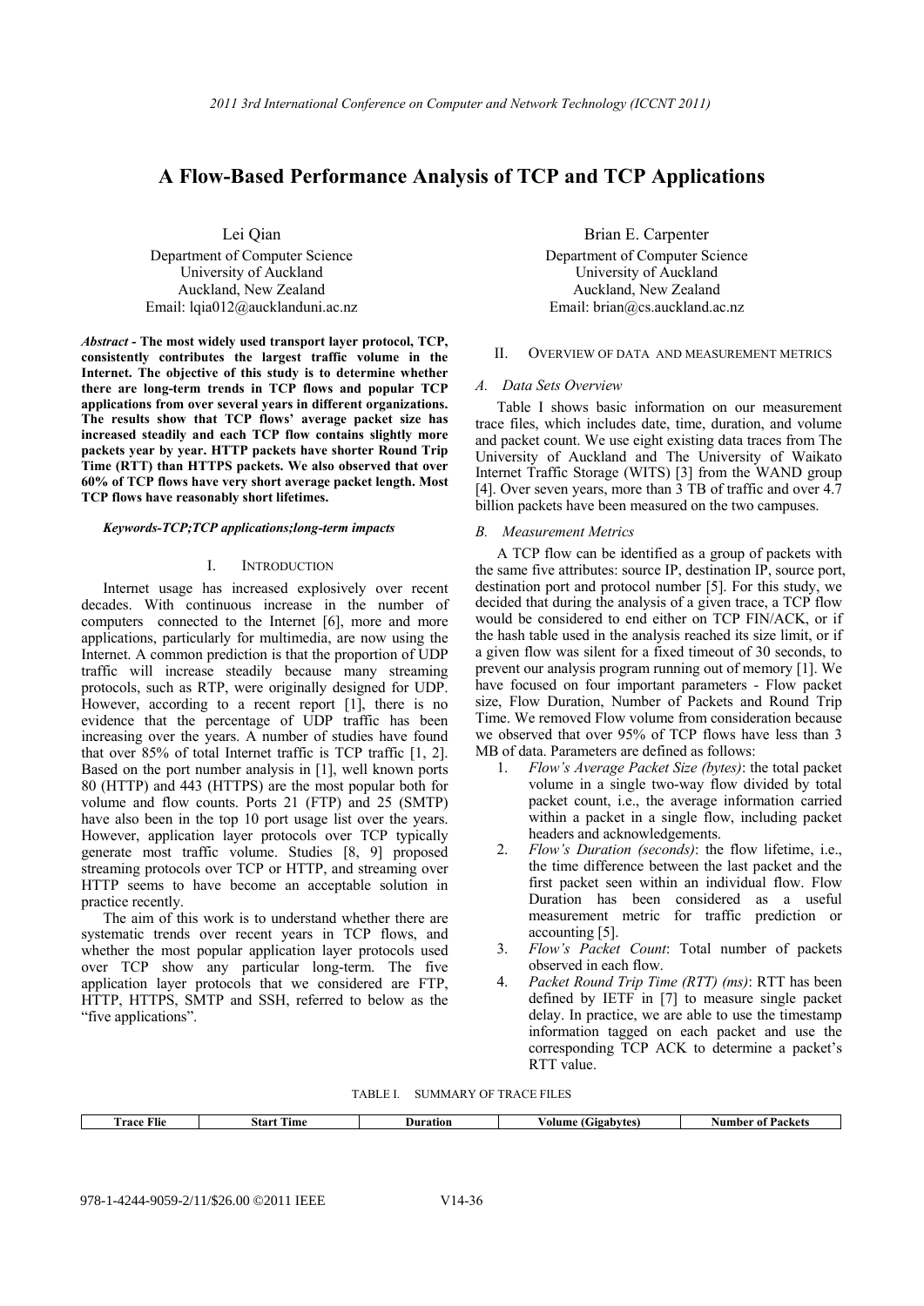# A Flow-Based Performance Analysis of TCP and TCP Applications

Lei Qian
Department of Computer Science
University of Auckland
Auckland, New Zealand
Email: lqia012@aucklanduni.ac.nz

Brian E. Carpenter
Department of Computer Science
University of Auckland
Auckland, New Zealand
Email: brian@cs.auckland.ac.nz

***Abstract* - The most widely used transport layer protocol, TCP, consistently contributes the largest traffic volume in the Internet. The objective of this study is to determine whether there are long-term trends in TCP flows and popular TCP applications from over several years in different organizations. The results show that TCP flows' average packet size has increased steadily and each TCP flow contains slightly more packets year by year. HTTP packets have shorter Round Trip Time (RTT) than HTTPS packets. We also observed that over 60% of TCP flows have very short average packet length. Most TCP flows have reasonably short lifetimes.**

***Keywords-TCP;TCP applications;long-term impacts***

## I. Introduction

Internet usage has increased explosively over recent decades. With continuous increase in the number of computers connected to the Internet [6], more and more applications, particularly for multimedia, are now using the Internet. A common prediction is that the proportion of UDP traffic will increase steadily because many streaming protocols, such as RTP, were originally designed for UDP. However, according to a recent report [1], there is no evidence that the percentage of UDP traffic has been increasing over the years. A number of studies have found that over 85% of total Internet traffic is TCP traffic [1, 2]. Based on the port number analysis in [1], well known ports 80 (HTTP) and 443 (HTTPS) are the most popular both for volume and flow counts. Ports 21 (FTP) and 25 (SMTP) have also been in the top 10 port usage list over the years. However, application layer protocols over TCP typically generate most traffic volume. Studies [8, 9] proposed streaming protocols over TCP or HTTP, and streaming over HTTP seems to have become an acceptable solution in practice recently.

The aim of this work is to understand whether there are systematic trends over recent years in TCP flows, and whether the most popular application layer protocols used over TCP show any particular long-term. The five application layer protocols that we considered are FTP, HTTP, HTTPS, SMTP and SSH, referred to below as the "five applications".

## II. Overview of Data and Measurement Metrics

### A. Data Sets Overview

Table I shows basic information on our measurement trace files, which includes date, time, duration, and volume and packet count. We use eight existing data traces from The University of Auckland and The University of Waikato Internet Traffic Storage (WITS) [3] from the WAND group [4]. Over seven years, more than 3 TB of traffic and over 4.7 billion packets have been measured on the two campuses.

### B. Measurement Metrics

A TCP flow can be identified as a group of packets with the same five attributes: source IP, destination IP, source port, destination port and protocol number [5]. For this study, we decided that during the analysis of a given trace, a TCP flow would be considered to end either on TCP FIN/ACK, or if the hash table used in the analysis reached its size limit, or if a given flow was silent for a fixed timeout of 30 seconds, to prevent our analysis program running out of memory [1]. We have focused on four important parameters - Flow packet size, Flow Duration, Number of Packets and Round Trip Time. We removed Flow volume from consideration because we observed that over 95% of TCP flows have less than 3 MB of data. Parameters are defined as follows:

1. *Flow's Average Packet Size (bytes)*: the total packet volume in a single two-way flow divided by total packet count, i.e., the average information carried within a packet in a single flow, including packet headers and acknowledgements.
2. *Flow's Duration (seconds)*: the flow lifetime, i.e., the time difference between the last packet and the first packet seen within an individual flow. Flow Duration has been considered as a useful measurement metric for traffic prediction or accounting [5].
3. *Flow's Packet Count*: Total number of packets observed in each flow.
4. *Packet Round Trip Time (RTT) (ms)*: RTT has been defined by IETF in [7] to measure single packet delay. In practice, we are able to use the timestamp information tagged on each packet and use the corresponding TCP ACK to determine a packet's RTT value.

TABLE I. SUMMARY OF TRACE FILES

| Trace Flie | Start Time | Duration | Volume (Gigabytes) | Number of Packets |
|---|---|---|---|---|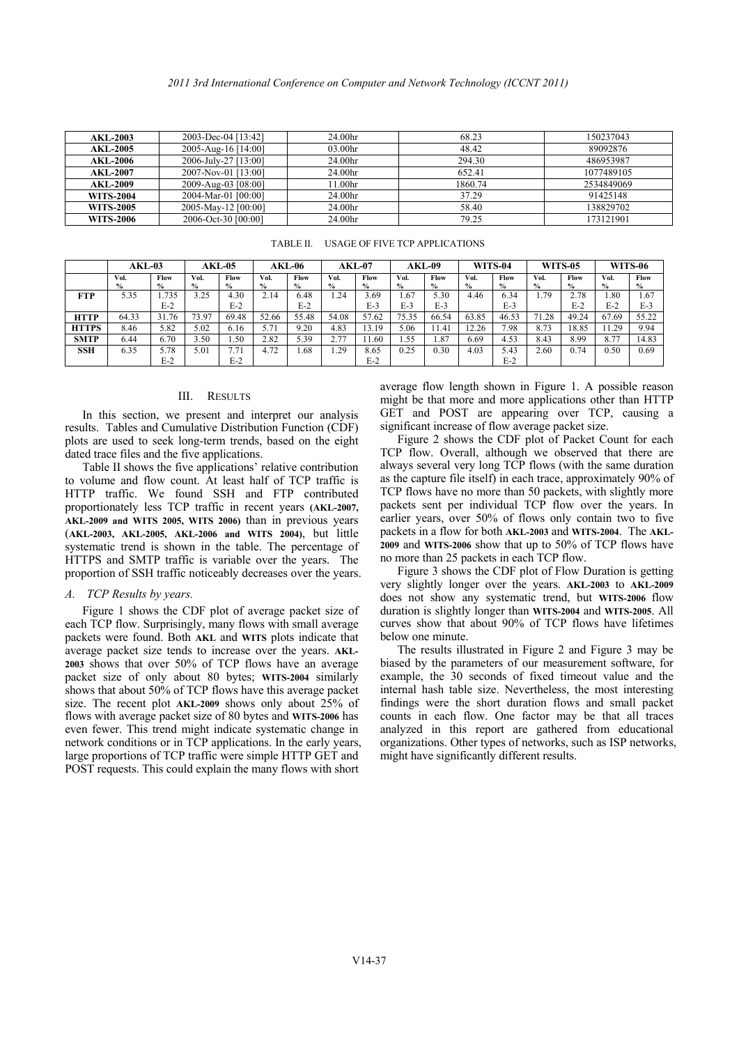| AKL-2003 | 2003-Dec-04 [13:42] | 24.00hr | 68.23 | 150237043 |
|---|---|---|---|---|
| **AKL-2005** | 2005-Aug-16 [14:00] | 03.00hr | 48.42 | 89092876 |
| **AKL-2006** | 2006-July-27 [13:00] | 24.00hr | 294.30 | 486953987 |
| **AKL-2007** | 2007-Nov-01 [13:00] | 24.00hr | 652.41 | 1077489105 |
| **AKL-2009** | 2009-Aug-03 [08:00] | 11.00hr | 1860.74 | 2534849069 |
| **WITS-2004** | 2004-Mar-01 [00:00] | 24.00hr | 37.29 | 91425148 |
| **WITS-2005** | 2005-May-12 [00:00] | 24.00hr | 58.40 | 138829702 |
| **WITS-2006** | 2006-Oct-30 [00:00] | 24.00hr | 79.25 | 173121901 |

TABLE II. USAGE OF FIVE TCP APPLICATIONS

| | AKL-03 | | AKL-05 | | AKL-06 | | AKL-07 | | AKL-09 | | WITS-04 | | WITS-05 | | WITS-06 | |
|---|---|---|---|---|---|---|---|---|---|---|---|---|---|---|---|---|
| | Vol. % | Flow % | Vol. % | Flow % | Vol. % | Flow % | Vol. % | Flow % | Vol. % | Flow % | Vol. % | Flow % | Vol. % | Flow % | Vol. % | Flow % |
| **FTP** | 5.35 | 1.735 E-2 | 3.25 | 4.30 E-2 | 2.14 | 6.48 E-2 | 1.24 | 3.69 E-3 | 1.67 E-3 | 5.30 E-3 | 4.46 | 6.34 E-3 | 1.79 | 2.78 E-2 | 1.80 E-2 | 1.67 E-3 |
| **HTTP** | 64.33 | 31.76 | 73.97 | 69.48 | 52.66 | 55.48 | 54.08 | 57.62 | 75.35 | 66.54 | 63.85 | 46.53 | 71.28 | 49.24 | 67.69 | 55.22 |
| **HTTPS** | 8.46 | 5.82 | 5.02 | 6.16 | 5.71 | 9.20 | 4.83 | 13.19 | 5.06 | 11.41 | 12.26 | 7.98 | 8.73 | 18.85 | 11.29 | 9.94 |
| **SMTP** | 6.44 | 6.70 | 3.50 | 1.50 | 2.82 | 5.39 | 2.77 | 11.60 | 1.55 | 1.87 | 6.69 | 4.53 | 8.43 | 8.99 | 8.77 | 14.83 |
| **SSH** | 6.35 | 5.78 E-2 | 5.01 | 7.71 E-2 | 4.72 | 1.68 | 1.29 | 8.65 E-2 | 0.25 | 0.30 | 4.03 | 5.43 E-2 | 2.60 | 0.74 | 0.50 | 0.69 |

## III. RESULTS

In this section, we present and interpret our analysis results. Tables and Cumulative Distribution Function (CDF) plots are used to seek long-term trends, based on the eight dated trace files and the five applications.

Table II shows the five applications' relative contribution to volume and flow count. At least half of TCP traffic is HTTP traffic. We found SSH and FTP contributed proportionately less TCP traffic in recent years (**AKL-2007, AKL-2009 and WITS 2005, WITS 2006**) than in previous years (**AKL-2003, AKL-2005, AKL-2006 and WITS 2004**), but little systematic trend is shown in the table. The percentage of HTTPS and SMTP traffic is variable over the years. The proportion of SSH traffic noticeably decreases over the years.

### *A. TCP Results by years.*

Figure 1 shows the CDF plot of average packet size of each TCP flow. Surprisingly, many flows with small average packets were found. Both **AKL** and **WITS** plots indicate that average packet size tends to increase over the years. **AKL-2003** shows that over 50% of TCP flows have an average packet size of only about 80 bytes; **WITS-2004** similarly shows that about 50% of TCP flows have this average packet size. The recent plot **AKL-2009** shows only about 25% of flows with average packet size of 80 bytes and **WITS-2006** has even fewer. This trend might indicate systematic change in network conditions or in TCP applications. In the early years, large proportions of TCP traffic were simple HTTP GET and POST requests. This could explain the many flows with short average flow length shown in Figure 1. A possible reason might be that more and more applications other than HTTP GET and POST are appearing over TCP, causing a significant increase of flow average packet size.

Figure 2 shows the CDF plot of Packet Count for each TCP flow. Overall, although we observed that there are always several very long TCP flows (with the same duration as the capture file itself) in each trace, approximately 90% of TCP flows have no more than 50 packets, with slightly more packets sent per individual TCP flow over the years. In earlier years, over 50% of flows only contain two to five packets in a flow for both **AKL-2003** and **WITS-2004**. The **AKL-2009** and **WITS-2006** show that up to 50% of TCP flows have no more than 25 packets in each TCP flow.

Figure 3 shows the CDF plot of Flow Duration is getting very slightly longer over the years. **AKL-2003** to **AKL-2009** does not show any systematic trend, but **WITS-2006** flow duration is slightly longer than **WITS-2004** and **WITS-2005**. All curves show that about 90% of TCP flows have lifetimes below one minute.

The results illustrated in Figure 2 and Figure 3 may be biased by the parameters of our measurement software, for example, the 30 seconds of fixed timeout value and the internal hash table size. Nevertheless, the most interesting findings were the short duration flows and small packet counts in each flow. One factor may be that all traces analyzed in this report are gathered from educational organizations. Other types of networks, such as ISP networks, might have significantly different results.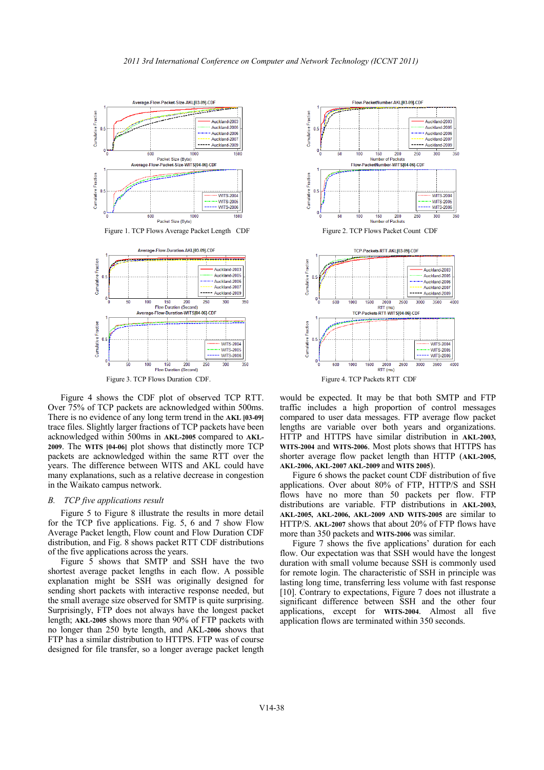Figure 1. TCP Flows Average Packet Length CDF

Figure 2. TCP Flows Packet Count CDF

Figure 3. TCP Flows Duration CDF.

Figure 4. TCP Packets RTT CDF

Figure 4 shows the CDF plot of observed TCP RTT. Over 75% of TCP packets are acknowledged within 500ms. There is no evidence of any long term trend in the **AKL [03-09]** trace files. Slightly larger fractions of TCP packets have been acknowledged within 500ms in **AKL-2005** compared to **AKL-2009**. The **WITS [04-06]** plot shows that distinctly more TCP packets are acknowledged within the same RTT over the years. The difference between WITS and AKL could have many explanations, such as a relative decrease in congestion in the Waikato campus network.

### *B. TCP five applications result*

Figure 5 to Figure 8 illustrate the results in more detail for the TCP five applications. Fig. 5, 6 and 7 show Flow Average Packet length, Flow count and Flow Duration CDF distribution, and Fig. 8 shows packet RTT CDF distributions of the five applications across the years.

Figure 5 shows that SMTP and SSH have the two shortest average packet lengths in each flow. A possible explanation might be SSH was originally designed for sending short packets with interactive response needed, but the small average size observed for SMTP is quite surprising. Surprisingly, FTP does not always have the longest packet length; **AKL-2005** shows more than 90% of FTP packets with no longer than 250 byte length, and AKL-**2006** shows that FTP has a similar distribution to HTTPS. FTP was of course designed for file transfer, so a longer average packet length would be expected. It may be that both SMTP and FTP traffic includes a high proportion of control messages compared to user data messages. FTP average flow packet lengths are variable over both years and organizations. HTTP and HTTPS have similar distribution in **AKL-2003, WITS-2004** and **WITS-2006**. Most plots shows that HTTPS has shorter average flow packet length than HTTP (**AKL-2005, AKL-2006, AKL-2007 AKL-2009** and **WITS 2005**).

Figure 6 shows the packet count CDF distribution of five applications. Over about 80% of FTP, HTTP/S and SSH flows have no more than 50 packets per flow. FTP distributions are variable. FTP distributions in **AKL-2003, AKL-2005, AKL-2006, AKL-2009 AND WITS-2005** are similar to HTTP/S. **AKL-2007** shows that about 20% of FTP flows have more than 350 packets and **WITS-2006** was similar.

Figure 7 shows the five applications' duration for each flow. Our expectation was that SSH would have the longest duration with small volume because SSH is commonly used for remote login. The characteristic of SSH in principle was lasting long time, transferring less volume with fast response [10]. Contrary to expectations, Figure 7 does not illustrate a significant difference between SSH and the other four applications, except for **WITS-2004**. Almost all five application flows are terminated within 350 seconds.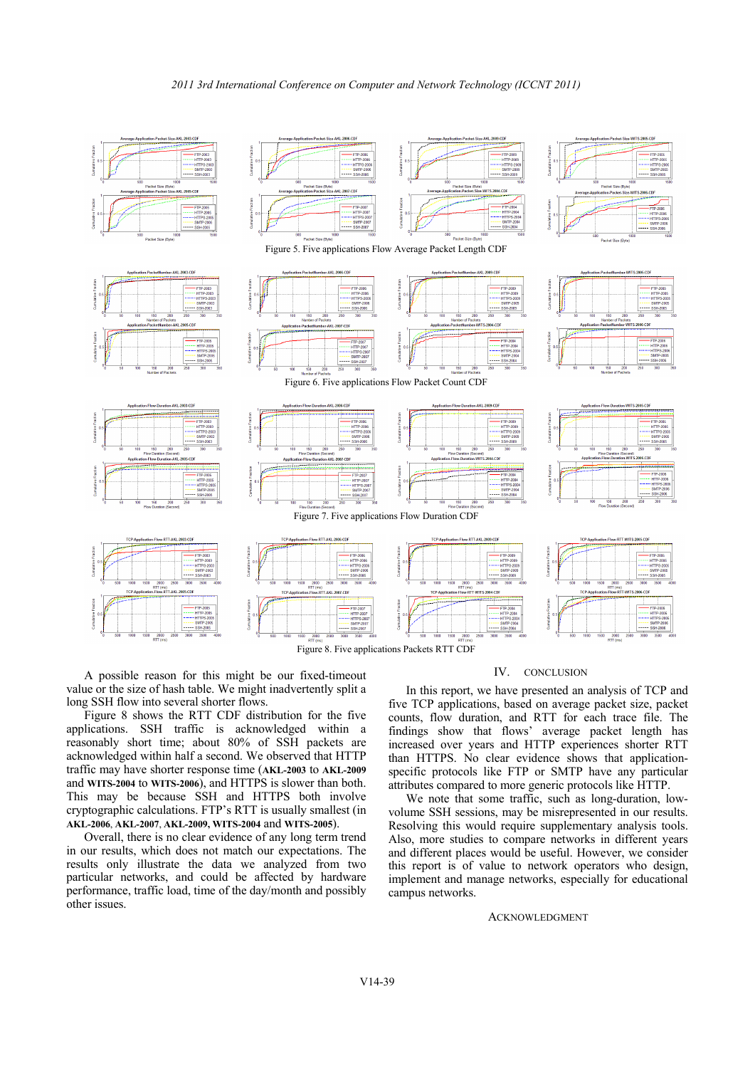Figure 5. Five applications Flow Average Packet Length CDF

Figure 6. Five applications Flow Packet Count CDF

Figure 7. Five applications Flow Duration CDF

Figure 8. Five applications Packets RTT CDF

A possible reason for this might be our fixed-timeout value or the size of hash table. We might inadvertently split a long SSH flow into several shorter flows.

Figure 8 shows the RTT CDF distribution for the five applications. SSH traffic is acknowledged within a reasonably short time; about 80% of SSH packets are acknowledged within half a second. We observed that HTTP traffic may have shorter response time (**AKL-2003** to **AKL-2009** and **WITS-2004** to **WITS-2006**), and HTTPS is slower than both. This may be because SSH and HTTPS both involve cryptographic calculations. FTP's RTT is usually smallest (in **AKL-2006**, **AKL-2007**, **AKL-2009, WITS-2004** and **WITS-2005**).

Overall, there is no clear evidence of any long term trend in our results, which does not match our expectations. The results only illustrate the data we analyzed from two particular networks, and could be affected by hardware performance, traffic load, time of the day/month and possibly other issues.

## IV. CONCLUSION

In this report, we have presented an analysis of TCP and five TCP applications, based on average packet size, packet counts, flow duration, and RTT for each trace file. The findings show that flows' average packet length has increased over years and HTTP experiences shorter RTT than HTTPS. No clear evidence shows that application-specific protocols like FTP or SMTP have any particular attributes compared to more generic protocols like HTTP.

We note that some traffic, such as long-duration, low-volume SSH sessions, may be misrepresented in our results. Resolving this would require supplementary analysis tools. Also, more studies to compare networks in different years and different places would be useful. However, we consider this report is of value to network operators who design, implement and manage networks, especially for educational campus networks.

## ACKNOWLEDGMENT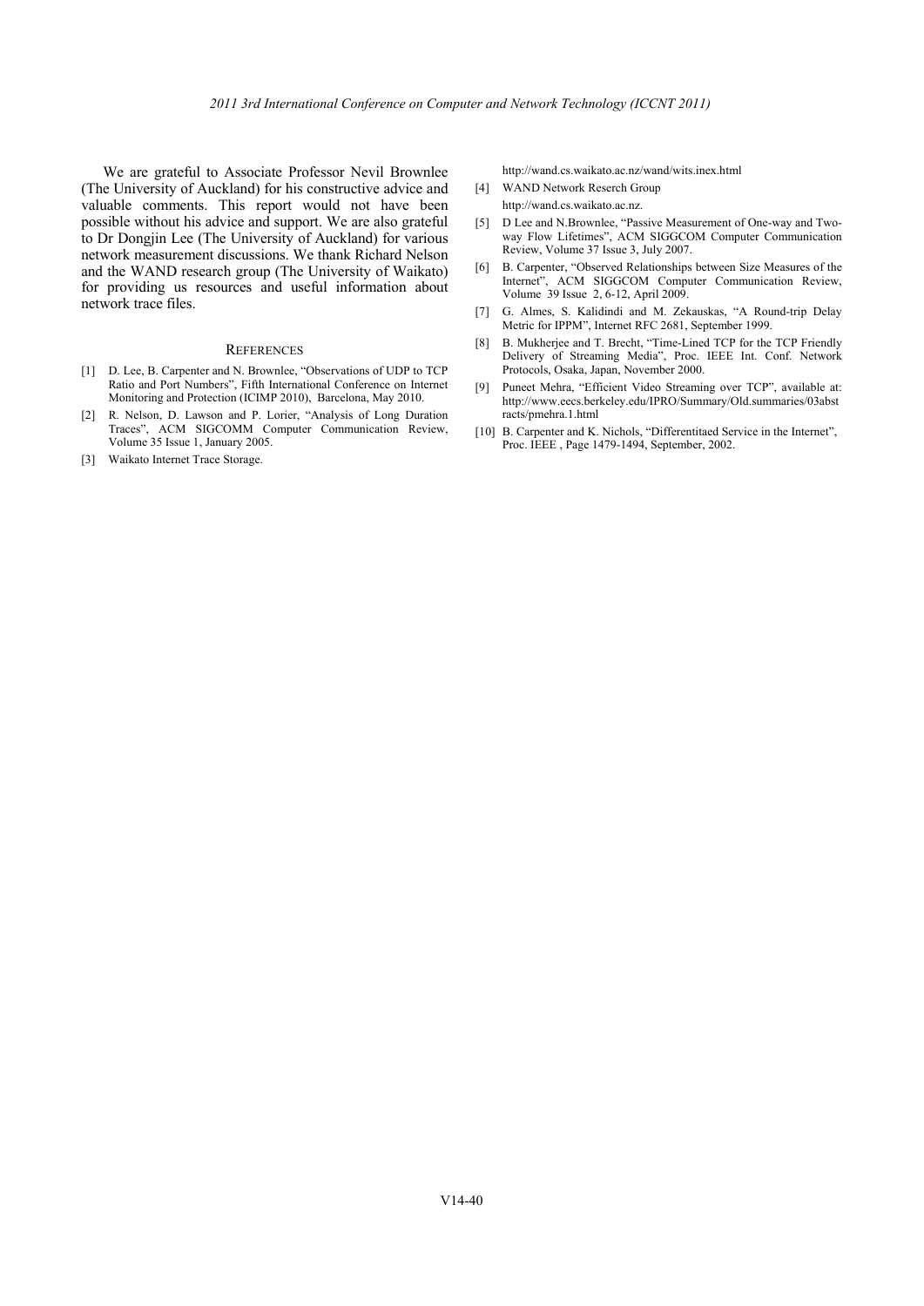We are grateful to Associate Professor Nevil Brownlee (The University of Auckland) for his constructive advice and valuable comments. This report would not have been possible without his advice and support. We are also grateful to Dr Dongjin Lee (The University of Auckland) for various network measurement discussions. We thank Richard Nelson and the WAND research group (The University of Waikato) for providing us resources and useful information about network trace files.

## REFERENCES

[1] D. Lee, B. Carpenter and N. Brownlee, "Observations of UDP to TCP Ratio and Port Numbers", Fifth International Conference on Internet Monitoring and Protection (ICIMP 2010), Barcelona, May 2010.

[2] R. Nelson, D. Lawson and P. Lorier, "Analysis of Long Duration Traces", ACM SIGCOMM Computer Communication Review, Volume 35 Issue 1, January 2005.

[3] Waikato Internet Trace Storage. http://wand.cs.waikato.ac.nz/wand/wits.inex.html

[4] WAND Network Reserch Group http://wand.cs.waikato.ac.nz.

[5] D Lee and N.Brownlee, "Passive Measurement of One-way and Two-way Flow Lifetimes", ACM SIGGCOM Computer Communication Review, Volume 37 Issue 3, July 2007.

[6] B. Carpenter, "Observed Relationships between Size Measures of the Internet", ACM SIGGCOM Computer Communication Review, Volume 39 Issue 2, 6-12, April 2009.

[7] G. Almes, S. Kalidindi and M. Zekauskas, "A Round-trip Delay Metric for IPPM", Internet RFC 2681, September 1999.

[8] B. Mukherjee and T. Brecht, "Time-Lined TCP for the TCP Friendly Delivery of Streaming Media", Proc. IEEE Int. Conf. Network Protocols, Osaka, Japan, November 2000.

[9] Puneet Mehra, "Efficient Video Streaming over TCP", available at: http://www.eecs.berkeley.edu/IPRO/Summary/Old.summaries/03abstracts/pmehra.1.html

[10] B. Carpenter and K. Nichols, "Differentitaed Service in the Internet", Proc. IEEE , Page 1479-1494, September, 2002.